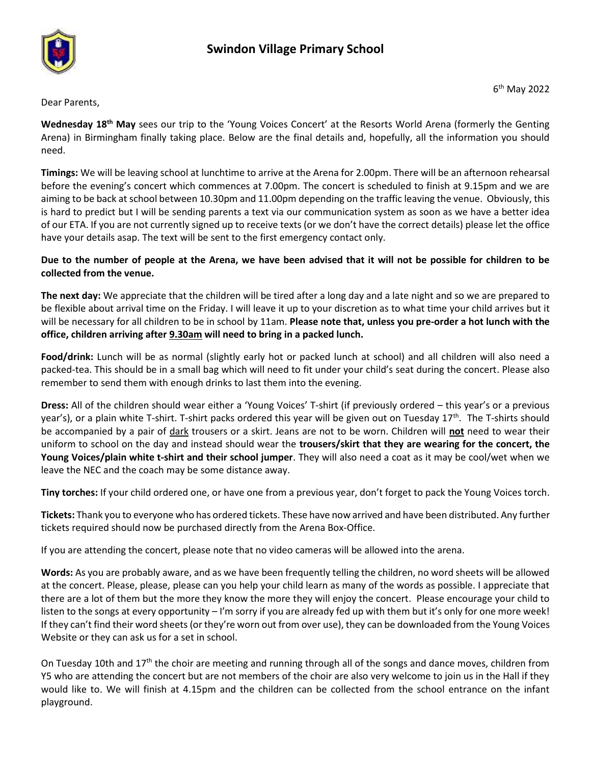# Swindon Village Primary School

6th May 2022

Dear Parents,

**Wednesday 18th May** sees our trip to the 'Young Voices Concert' at the Resorts World Arena (formerly the Genting Arena) in Birmingham finally taking place. Below are the final details and, hopefully, all the information you should need.

**Timings:** We will be leaving school at lunchtime to arrive at the Arena for 2.00pm. There will be an afternoon rehearsal before the evening's concert which commences at 7.00pm. The concert is scheduled to finish at 9.15pm and we are aiming to be back at school between 10.30pm and 11.00pm depending on the traffic leaving the venue. Obviously, this is hard to predict but I will be sending parents a text via our communication system as soon as we have a better idea of our ETA. If you are not currently signed up to receive texts (or we don't have the correct details) please let the office have your details asap. The text will be sent to the first emergency contact only.

**Due to the number of people at the Arena, we have been advised that it will not be possible for children to be collected from the venue.**

**The next day:** We appreciate that the children will be tired after a long day and a late night and so we are prepared to be flexible about arrival time on the Friday. I will leave it up to your discretion as to what time your child arrives but it will be necessary for all children to be in school by 11am. **Please note that, unless you pre-order a hot lunch with the office, children arriving after <u>9.30am</u> will need to bring in a packed lunch.**

**Food/drink:** Lunch will be as normal (slightly early hot or packed lunch at school) and all children will also need a packed-tea. This should be in a small bag which will need to fit under your child's seat during the concert. Please also remember to send them with enough drinks to last them into the evening.

**Dress:** All of the children should wear either a 'Young Voices' T-shirt (if previously ordered – this year's or a previous year's), or a plain white T-shirt. T-shirt packs ordered this year will be given out on Tuesday 17th. The T-shirts should be accompanied by a pair of <u>dark</u> trousers or a skirt. Jeans are not to be worn. Children will **<u>not</u>** need to wear their uniform to school on the day and instead should wear the **trousers/skirt that they are wearing for the concert, the Young Voices/plain white t-shirt and their school jumper**. They will also need a coat as it may be cool/wet when we leave the NEC and the coach may be some distance away.

**Tiny torches:** If your child ordered one, or have one from a previous year, don't forget to pack the Young Voices torch.

**Tickets:** Thank you to everyone who has ordered tickets. These have now arrived and have been distributed. Any further tickets required should now be purchased directly from the Arena Box-Office.

If you are attending the concert, please note that no video cameras will be allowed into the arena.

**Words:** As you are probably aware, and as we have been frequently telling the children, no word sheets will be allowed at the concert. Please, please, please can you help your child learn as many of the words as possible. I appreciate that there are a lot of them but the more they know the more they will enjoy the concert. Please encourage your child to listen to the songs at every opportunity – I'm sorry if you are already fed up with them but it's only for one more week! If they can't find their word sheets (or they're worn out from over use), they can be downloaded from the Young Voices Website or they can ask us for a set in school.

On Tuesday 10th and 17th the choir are meeting and running through all of the songs and dance moves, children from Y5 who are attending the concert but are not members of the choir are also very welcome to join us in the Hall if they would like to. We will finish at 4.15pm and the children can be collected from the school entrance on the infant playground.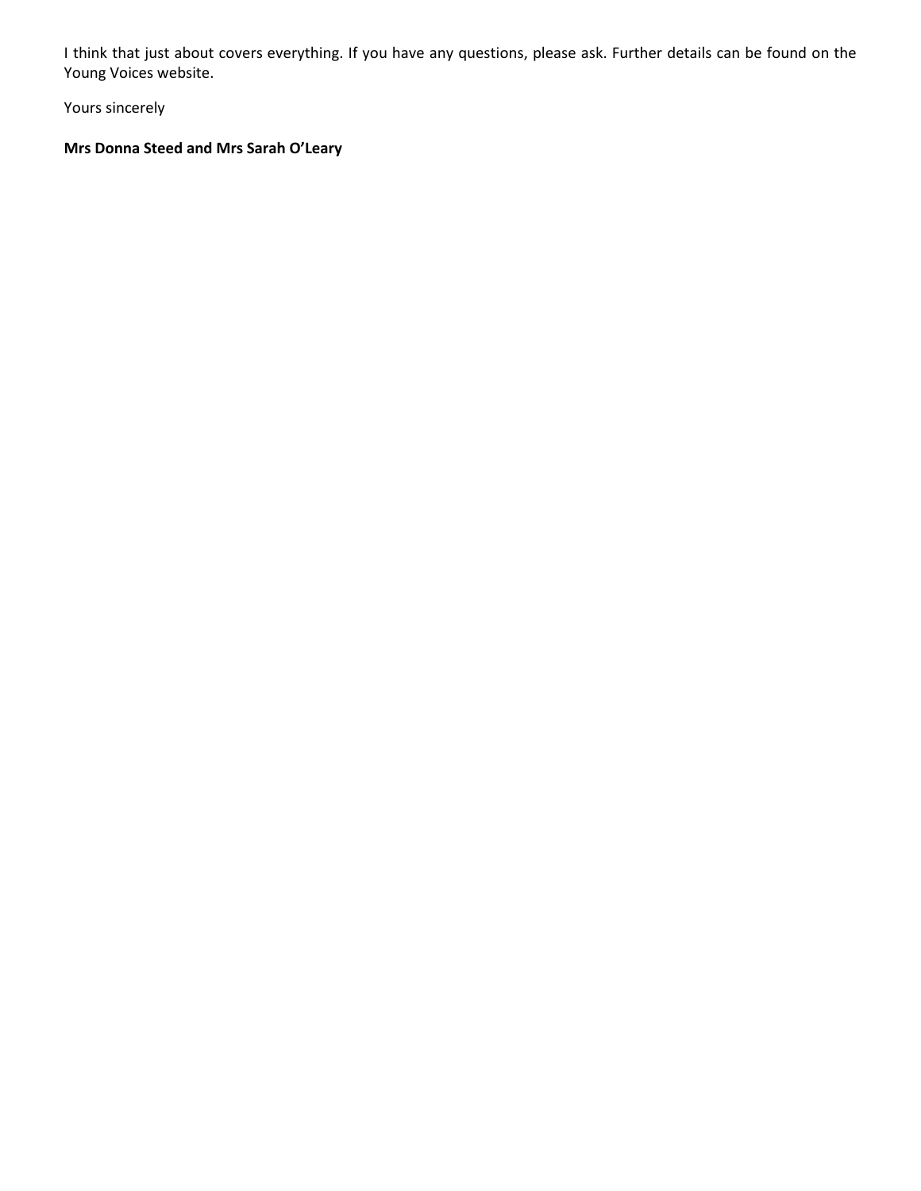I think that just about covers everything. If you have any questions, please ask. Further details can be found on the Young Voices website.

Yours sincerely

**Mrs Donna Steed and Mrs Sarah O'Leary**